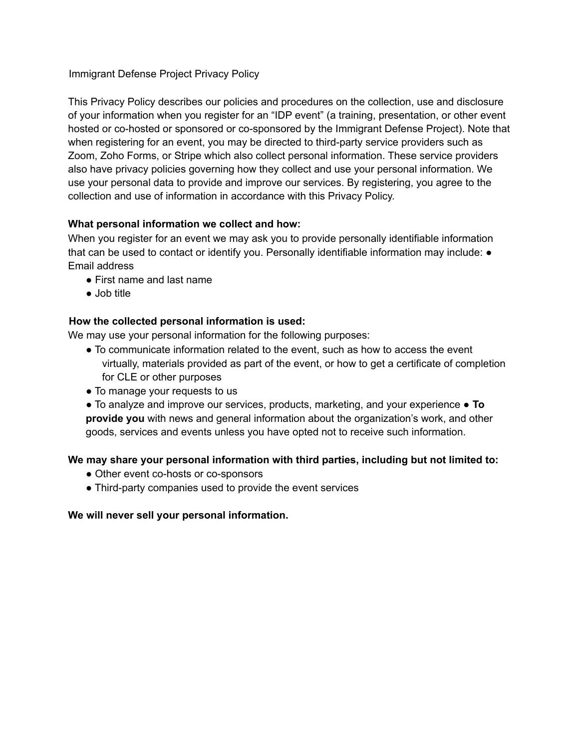Immigrant Defense Project Privacy Policy

This Privacy Policy describes our policies and procedures on the collection, use and disclosure of your information when you register for an "IDP event" (a training, presentation, or other event hosted or co-hosted or sponsored or co-sponsored by the Immigrant Defense Project). Note that when registering for an event, you may be directed to third-party service providers such as Zoom, Zoho Forms, or Stripe which also collect personal information. These service providers also have privacy policies governing how they collect and use your personal information. We use your personal data to provide and improve our services. By registering, you agree to the collection and use of information in accordance with this Privacy Policy.

**What personal information we collect and how:**

When you register for an event we may ask you to provide personally identifiable information that can be used to contact or identify you. Personally identifiable information may include:

- Email address
- First name and last name
- Job title

**How the collected personal information is used:**

We may use your personal information for the following purposes:

- To communicate information related to the event, such as how to access the event virtually, materials provided as part of the event, or how to get a certificate of completion for CLE or other purposes
- To manage your requests to us
- To analyze and improve our services, products, marketing, and your experience
- **To provide you** with news and general information about the organization's work, and other goods, services and events unless you have opted not to receive such information.

**We may share your personal information with third parties, including but not limited to:**

- Other event co-hosts or co-sponsors
- Third-party companies used to provide the event services

**We will never sell your personal information.**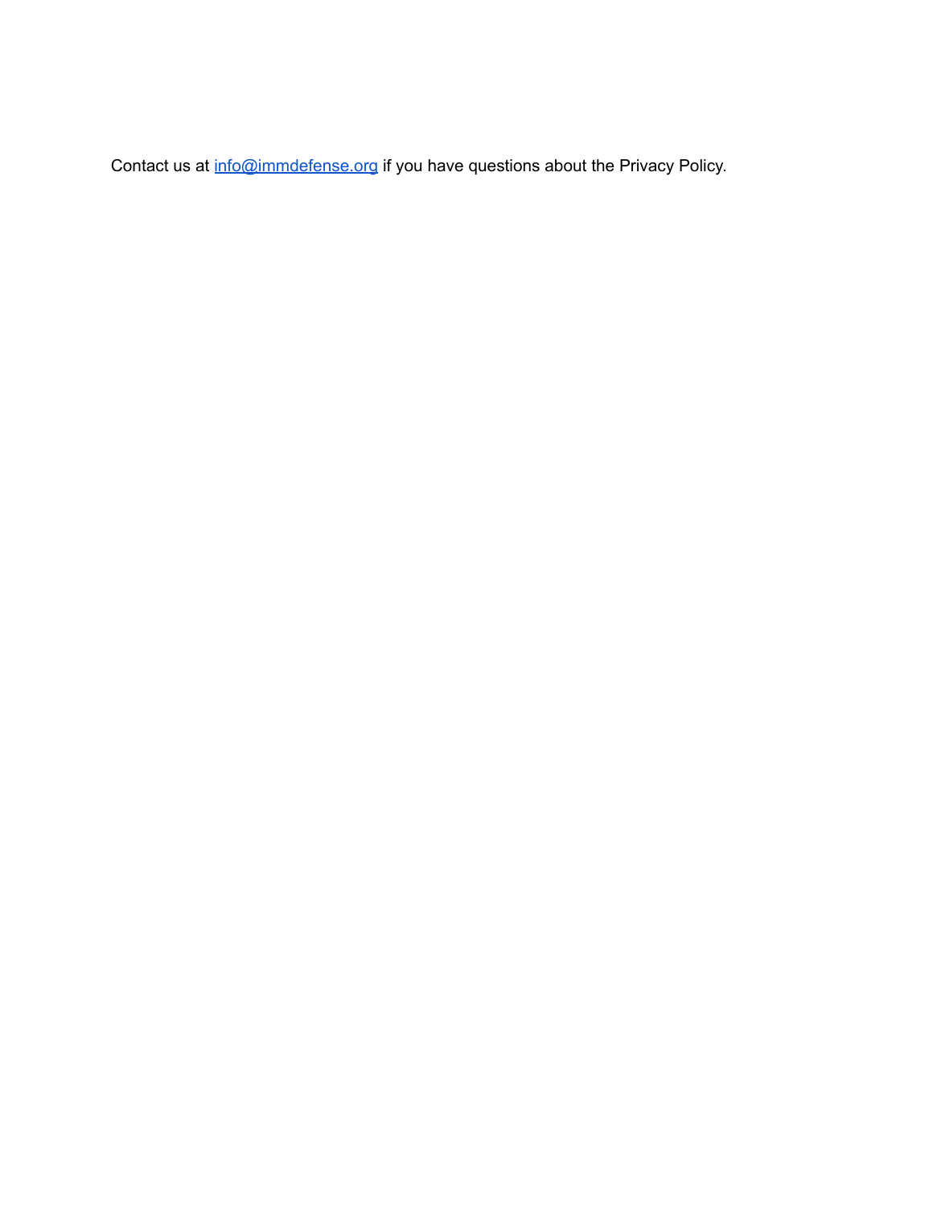Contact us at [info@immdefense.org](mailto:info@immdefense.org) if you have questions about the Privacy Policy.